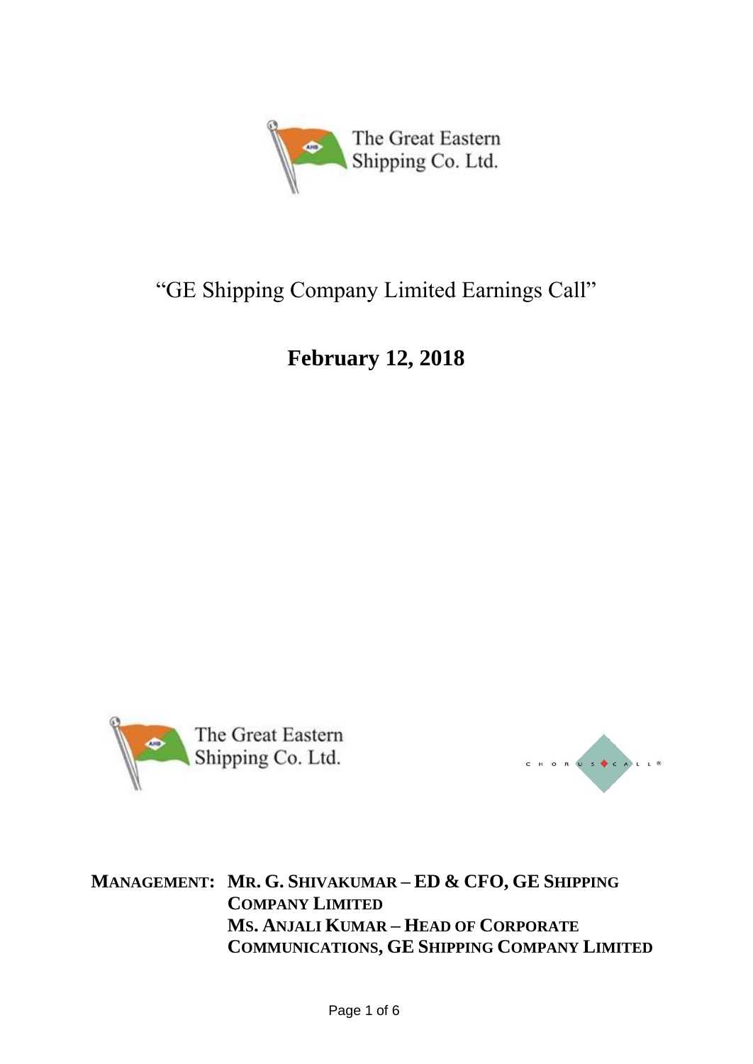The Great Eastern Shipping Co. Ltd.

# "GE Shipping Company Limited Earnings Call"

## February 12, 2018

The Great Eastern Shipping Co. Ltd.

CHORUS CALL®

**MANAGEMENT: MR. G. SHIVAKUMAR – ED & CFO, GE SHIPPING COMPANY LIMITED**
**MS. ANJALI KUMAR – HEAD OF CORPORATE COMMUNICATIONS, GE SHIPPING COMPANY LIMITED**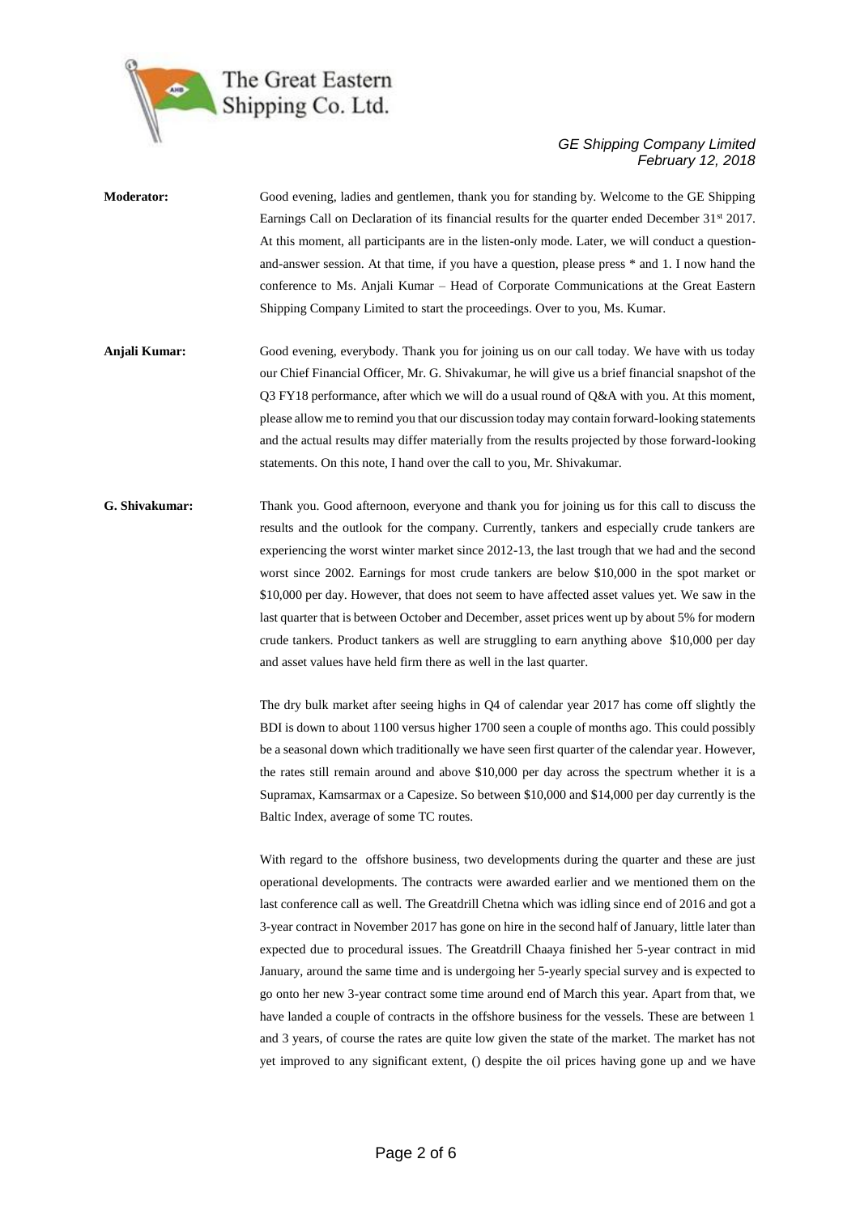**Moderator:** Good evening, ladies and gentlemen, thank you for standing by. Welcome to the GE Shipping Earnings Call on Declaration of its financial results for the quarter ended December 31st 2017. At this moment, all participants are in the listen-only mode. Later, we will conduct a question-and-answer session. At that time, if you have a question, please press * and 1. I now hand the conference to Ms. Anjali Kumar – Head of Corporate Communications at the Great Eastern Shipping Company Limited to start the proceedings. Over to you, Ms. Kumar.

**Anjali Kumar:** Good evening, everybody. Thank you for joining us on our call today. We have with us today our Chief Financial Officer, Mr. G. Shivakumar, he will give us a brief financial snapshot of the Q3 FY18 performance, after which we will do a usual round of Q&A with you. At this moment, please allow me to remind you that our discussion today may contain forward-looking statements and the actual results may differ materially from the results projected by those forward-looking statements. On this note, I hand over the call to you, Mr. Shivakumar.

**G. Shivakumar:** Thank you. Good afternoon, everyone and thank you for joining us for this call to discuss the results and the outlook for the company. Currently, tankers and especially crude tankers are experiencing the worst winter market since 2012-13, the last trough that we had and the second worst since 2002. Earnings for most crude tankers are below $10,000 in the spot market or $10,000 per day. However, that does not seem to have affected asset values yet. We saw in the last quarter that is between October and December, asset prices went up by about 5% for modern crude tankers. Product tankers as well are struggling to earn anything above $10,000 per day and asset values have held firm there as well in the last quarter.

The dry bulk market after seeing highs in Q4 of calendar year 2017 has come off slightly the BDI is down to about 1100 versus higher 1700 seen a couple of months ago. This could possibly be a seasonal down which traditionally we have seen first quarter of the calendar year. However, the rates still remain around and above $10,000 per day across the spectrum whether it is a Supramax, Kamsarmax or a Capesize. So between $10,000 and $14,000 per day currently is the Baltic Index, average of some TC routes.

With regard to the offshore business, two developments during the quarter and these are just operational developments. The contracts were awarded earlier and we mentioned them on the last conference call as well. The Greatdrill Chetna which was idling since end of 2016 and got a 3-year contract in November 2017 has gone on hire in the second half of January, little later than expected due to procedural issues. The Greatdrill Chaaya finished her 5-year contract in mid January, around the same time and is undergoing her 5-yearly special survey and is expected to go onto her new 3-year contract some time around end of March this year. Apart from that, we have landed a couple of contracts in the offshore business for the vessels. These are between 1 and 3 years, of course the rates are quite low given the state of the market. The market has not yet improved to any significant extent, () despite the oil prices having gone up and we have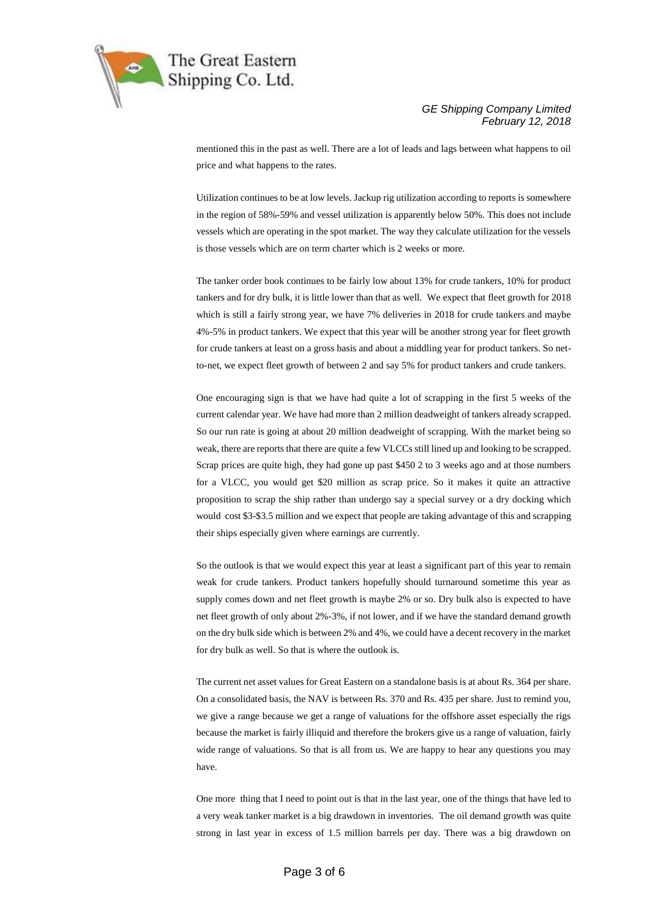mentioned this in the past as well. There are a lot of leads and lags between what happens to oil price and what happens to the rates.

Utilization continues to be at low levels. Jackup rig utilization according to reports is somewhere in the region of 58%-59% and vessel utilization is apparently below 50%. This does not include vessels which are operating in the spot market. The way they calculate utilization for the vessels is those vessels which are on term charter which is 2 weeks or more.

The tanker order book continues to be fairly low about 13% for crude tankers, 10% for product tankers and for dry bulk, it is little lower than that as well. We expect that fleet growth for 2018 which is still a fairly strong year, we have 7% deliveries in 2018 for crude tankers and maybe 4%-5% in product tankers. We expect that this year will be another strong year for fleet growth for crude tankers at least on a gross basis and about a middling year for product tankers. So net-to-net, we expect fleet growth of between 2 and say 5% for product tankers and crude tankers.

One encouraging sign is that we have had quite a lot of scrapping in the first 5 weeks of the current calendar year. We have had more than 2 million deadweight of tankers already scrapped. So our run rate is going at about 20 million deadweight of scrapping. With the market being so weak, there are reports that there are quite a few VLCCs still lined up and looking to be scrapped. Scrap prices are quite high, they had gone up past $450 2 to 3 weeks ago and at those numbers for a VLCC, you would get $20 million as scrap price. So it makes it quite an attractive proposition to scrap the ship rather than undergo say a special survey or a dry docking which would cost $3-$3.5 million and we expect that people are taking advantage of this and scrapping their ships especially given where earnings are currently.

So the outlook is that we would expect this year at least a significant part of this year to remain weak for crude tankers. Product tankers hopefully should turnaround sometime this year as supply comes down and net fleet growth is maybe 2% or so. Dry bulk also is expected to have net fleet growth of only about 2%-3%, if not lower, and if we have the standard demand growth on the dry bulk side which is between 2% and 4%, we could have a decent recovery in the market for dry bulk as well. So that is where the outlook is.

The current net asset values for Great Eastern on a standalone basis is at about Rs. 364 per share. On a consolidated basis, the NAV is between Rs. 370 and Rs. 435 per share. Just to remind you, we give a range because we get a range of valuations for the offshore asset especially the rigs because the market is fairly illiquid and therefore the brokers give us a range of valuation, fairly wide range of valuations. So that is all from us. We are happy to hear any questions you may have.

One more thing that I need to point out is that in the last year, one of the things that have led to a very weak tanker market is a big drawdown in inventories. The oil demand growth was quite strong in last year in excess of 1.5 million barrels per day. There was a big drawdown on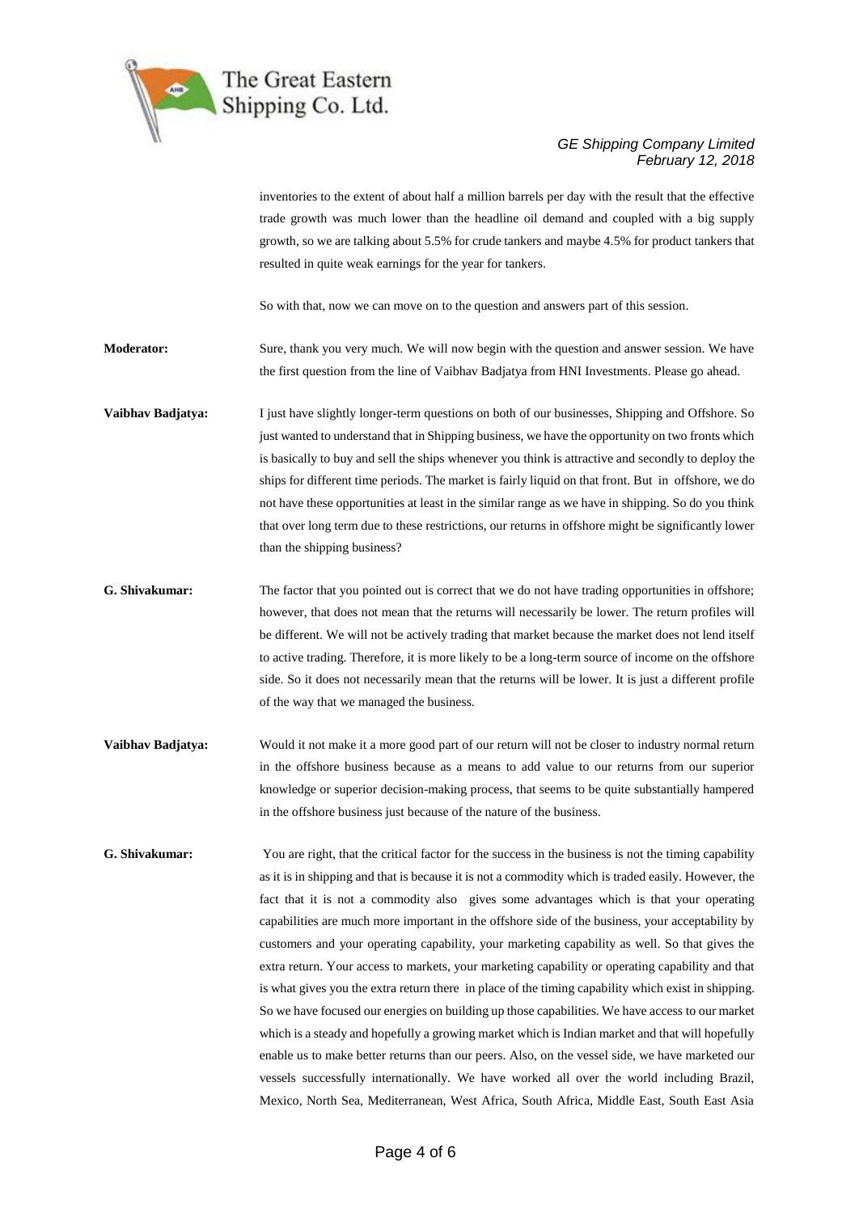inventories to the extent of about half a million barrels per day with the result that the effective trade growth was much lower than the headline oil demand and coupled with a big supply growth, so we are talking about 5.5% for crude tankers and maybe 4.5% for product tankers that resulted in quite weak earnings for the year for tankers.

So with that, now we can move on to the question and answers part of this session.

**Moderator:** Sure, thank you very much. We will now begin with the question and answer session. We have the first question from the line of Vaibhav Badjatya from HNI Investments. Please go ahead.

**Vaibhav Badjatya:** I just have slightly longer-term questions on both of our businesses, Shipping and Offshore. So just wanted to understand that in Shipping business, we have the opportunity on two fronts which is basically to buy and sell the ships whenever you think is attractive and secondly to deploy the ships for different time periods. The market is fairly liquid on that front. But in offshore, we do not have these opportunities at least in the similar range as we have in shipping. So do you think that over long term due to these restrictions, our returns in offshore might be significantly lower than the shipping business?

**G. Shivakumar:** The factor that you pointed out is correct that we do not have trading opportunities in offshore; however, that does not mean that the returns will necessarily be lower. The return profiles will be different. We will not be actively trading that market because the market does not lend itself to active trading. Therefore, it is more likely to be a long-term source of income on the offshore side. So it does not necessarily mean that the returns will be lower. It is just a different profile of the way that we managed the business.

**Vaibhav Badjatya:** Would it not make it a more good part of our return will not be closer to industry normal return in the offshore business because as a means to add value to our returns from our superior knowledge or superior decision-making process, that seems to be quite substantially hampered in the offshore business just because of the nature of the business.

**G. Shivakumar:** You are right, that the critical factor for the success in the business is not the timing capability as it is in shipping and that is because it is not a commodity which is traded easily. However, the fact that it is not a commodity also gives some advantages which is that your operating capabilities are much more important in the offshore side of the business, your acceptability by customers and your operating capability, your marketing capability as well. So that gives the extra return. Your access to markets, your marketing capability or operating capability and that is what gives you the extra return there in place of the timing capability which exist in shipping. So we have focused our energies on building up those capabilities. We have access to our market which is a steady and hopefully a growing market which is Indian market and that will hopefully enable us to make better returns than our peers. Also, on the vessel side, we have marketed our vessels successfully internationally. We have worked all over the world including Brazil, Mexico, North Sea, Mediterranean, West Africa, South Africa, Middle East, South East Asia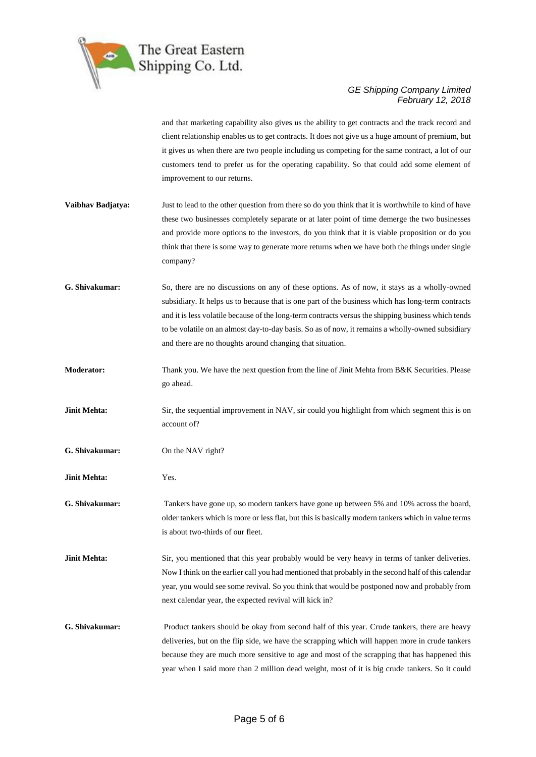and that marketing capability also gives us the ability to get contracts and the track record and client relationship enables us to get contracts. It does not give us a huge amount of premium, but it gives us when there are two people including us competing for the same contract, a lot of our customers tend to prefer us for the operating capability. So that could add some element of improvement to our returns.

**Vaibhav Badjatya:** Just to lead to the other question from there so do you think that it is worthwhile to kind of have these two businesses completely separate or at later point of time demerge the two businesses and provide more options to the investors, do you think that it is viable proposition or do you think that there is some way to generate more returns when we have both the things under single company?

**G. Shivakumar:** So, there are no discussions on any of these options. As of now, it stays as a wholly-owned subsidiary. It helps us to because that is one part of the business which has long-term contracts and it is less volatile because of the long-term contracts versus the shipping business which tends to be volatile on an almost day-to-day basis. So as of now, it remains a wholly-owned subsidiary and there are no thoughts around changing that situation.

**Moderator:** Thank you. We have the next question from the line of Jinit Mehta from B&K Securities. Please go ahead.

**Jinit Mehta:** Sir, the sequential improvement in NAV, sir could you highlight from which segment this is on account of?

**G. Shivakumar:** On the NAV right?

**Jinit Mehta:** Yes.

**G. Shivakumar:** Tankers have gone up, so modern tankers have gone up between 5% and 10% across the board, older tankers which is more or less flat, but this is basically modern tankers which in value terms is about two-thirds of our fleet.

**Jinit Mehta:** Sir, you mentioned that this year probably would be very heavy in terms of tanker deliveries. Now I think on the earlier call you had mentioned that probably in the second half of this calendar year, you would see some revival. So you think that would be postponed now and probably from next calendar year, the expected revival will kick in?

**G. Shivakumar:** Product tankers should be okay from second half of this year. Crude tankers, there are heavy deliveries, but on the flip side, we have the scrapping which will happen more in crude tankers because they are much more sensitive to age and most of the scrapping that has happened this year when I said more than 2 million dead weight, most of it is big crude tankers. So it could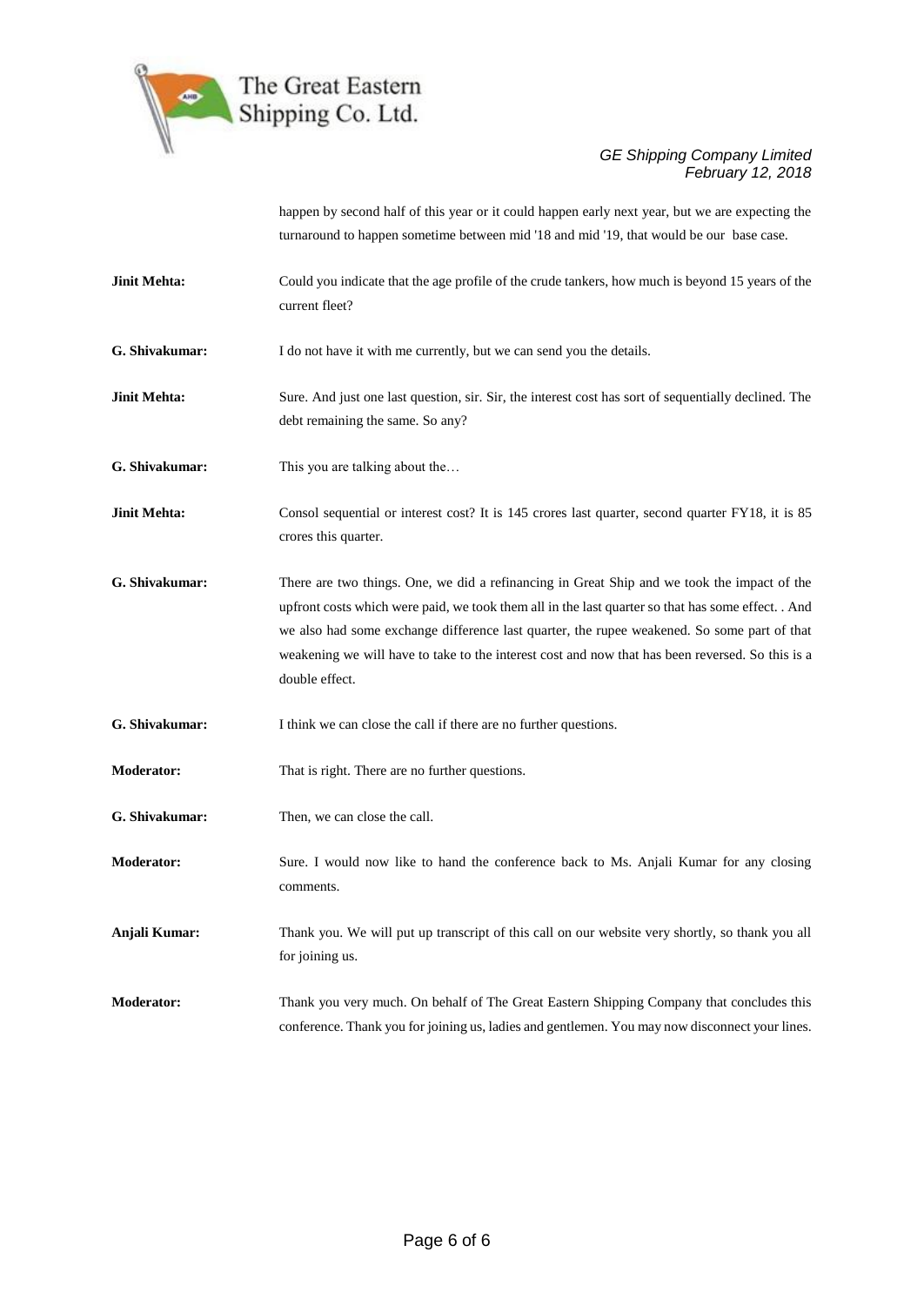happen by second half of this year or it could happen early next year, but we are expecting the turnaround to happen sometime between mid '18 and mid '19, that would be our base case.

**Jinit Mehta:** Could you indicate that the age profile of the crude tankers, how much is beyond 15 years of the current fleet?

**G. Shivakumar:** I do not have it with me currently, but we can send you the details.

**Jinit Mehta:** Sure. And just one last question, sir. Sir, the interest cost has sort of sequentially declined. The debt remaining the same. So any?

**G. Shivakumar:** This you are talking about the…

**Jinit Mehta:** Consol sequential or interest cost? It is 145 crores last quarter, second quarter FY18, it is 85 crores this quarter.

**G. Shivakumar:** There are two things. One, we did a refinancing in Great Ship and we took the impact of the upfront costs which were paid, we took them all in the last quarter so that has some effect. . And we also had some exchange difference last quarter, the rupee weakened. So some part of that weakening we will have to take to the interest cost and now that has been reversed. So this is a double effect.

**G. Shivakumar:** I think we can close the call if there are no further questions.

**Moderator:** That is right. There are no further questions.

**G. Shivakumar:** Then, we can close the call.

**Moderator:** Sure. I would now like to hand the conference back to Ms. Anjali Kumar for any closing comments.

**Anjali Kumar:** Thank you. We will put up transcript of this call on our website very shortly, so thank you all for joining us.

**Moderator:** Thank you very much. On behalf of The Great Eastern Shipping Company that concludes this conference. Thank you for joining us, ladies and gentlemen. You may now disconnect your lines.